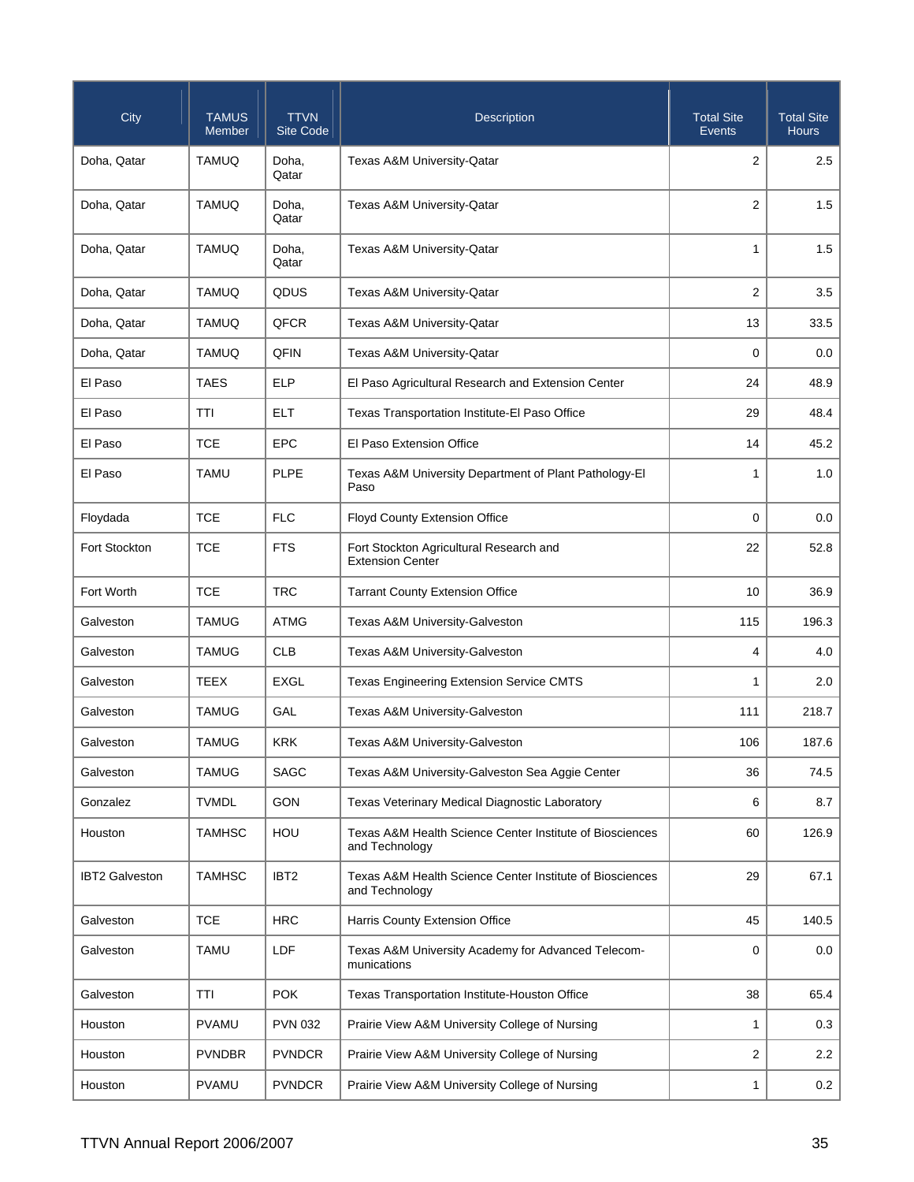| City | TAMUS Member | TTVN Site Code | Description | Total Site Events | Total Site Hours |
|---|---|---|---|---|---|
| Doha, Qatar | TAMUQ | Doha, Qatar | Texas A&M University-Qatar | 2 | 2.5 |
| Doha, Qatar | TAMUQ | Doha, Qatar | Texas A&M University-Qatar | 2 | 1.5 |
| Doha, Qatar | TAMUQ | Doha, Qatar | Texas A&M University-Qatar | 1 | 1.5 |
| Doha, Qatar | TAMUQ | QDUS | Texas A&M University-Qatar | 2 | 3.5 |
| Doha, Qatar | TAMUQ | QFCR | Texas A&M University-Qatar | 13 | 33.5 |
| Doha, Qatar | TAMUQ | QFIN | Texas A&M University-Qatar | 0 | 0.0 |
| El Paso | TAES | ELP | El Paso Agricultural Research and Extension Center | 24 | 48.9 |
| El Paso | TTI | ELT | Texas Transportation Institute-El Paso Office | 29 | 48.4 |
| El Paso | TCE | EPC | El Paso Extension Office | 14 | 45.2 |
| El Paso | TAMU | PLPE | Texas A&M University Department of Plant Pathology-El Paso | 1 | 1.0 |
| Floydada | TCE | FLC | Floyd County Extension Office | 0 | 0.0 |
| Fort Stockton | TCE | FTS | Fort Stockton Agricultural Research and Extension Center | 22 | 52.8 |
| Fort Worth | TCE | TRC | Tarrant County Extension Office | 10 | 36.9 |
| Galveston | TAMUG | ATMG | Texas A&M University-Galveston | 115 | 196.3 |
| Galveston | TAMUG | CLB | Texas A&M University-Galveston | 4 | 4.0 |
| Galveston | TEEX | EXGL | Texas Engineering Extension Service CMTS | 1 | 2.0 |
| Galveston | TAMUG | GAL | Texas A&M University-Galveston | 111 | 218.7 |
| Galveston | TAMUG | KRK | Texas A&M University-Galveston | 106 | 187.6 |
| Galveston | TAMUG | SAGC | Texas A&M University-Galveston Sea Aggie Center | 36 | 74.5 |
| Gonzalez | TVMDL | GON | Texas Veterinary Medical Diagnostic Laboratory | 6 | 8.7 |
| Houston | TAMHSC | HOU | Texas A&M Health Science Center Institute of Biosciences and Technology | 60 | 126.9 |
| IBT2 Galveston | TAMHSC | IBT2 | Texas A&M Health Science Center Institute of Biosciences and Technology | 29 | 67.1 |
| Galveston | TCE | HRC | Harris County Extension Office | 45 | 140.5 |
| Galveston | TAMU | LDF | Texas A&M University Academy for Advanced Telecom-munications | 0 | 0.0 |
| Galveston | TTI | POK | Texas Transportation Institute-Houston Office | 38 | 65.4 |
| Houston | PVAMU | PVN 032 | Prairie View A&M University College of Nursing | 1 | 0.3 |
| Houston | PVNDBR | PVNDCR | Prairie View A&M University College of Nursing | 2 | 2.2 |
| Houston | PVAMU | PVNDCR | Prairie View A&M University College of Nursing | 1 | 0.2 |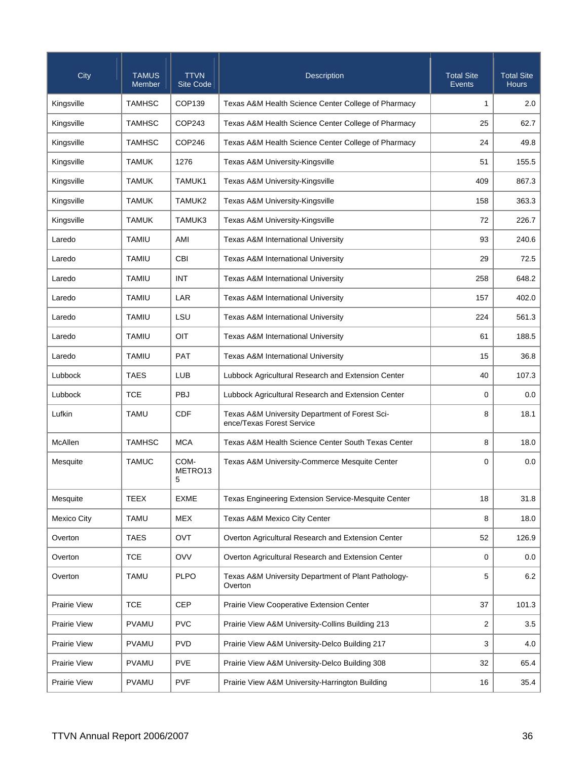| City | TAMUS Member | TTVN Site Code | Description | Total Site Events | Total Site Hours |
|---|---|---|---|---|---|
| Kingsville | TAMHSC | COP139 | Texas A&M Health Science Center College of Pharmacy | 1 | 2.0 |
| Kingsville | TAMHSC | COP243 | Texas A&M Health Science Center College of Pharmacy | 25 | 62.7 |
| Kingsville | TAMHSC | COP246 | Texas A&M Health Science Center College of Pharmacy | 24 | 49.8 |
| Kingsville | TAMUK | 1276 | Texas A&M University-Kingsville | 51 | 155.5 |
| Kingsville | TAMUK | TAMUK1 | Texas A&M University-Kingsville | 409 | 867.3 |
| Kingsville | TAMUK | TAMUK2 | Texas A&M University-Kingsville | 158 | 363.3 |
| Kingsville | TAMUK | TAMUK3 | Texas A&M University-Kingsville | 72 | 226.7 |
| Laredo | TAMIU | AMI | Texas A&M International University | 93 | 240.6 |
| Laredo | TAMIU | CBI | Texas A&M International University | 29 | 72.5 |
| Laredo | TAMIU | INT | Texas A&M International University | 258 | 648.2 |
| Laredo | TAMIU | LAR | Texas A&M International University | 157 | 402.0 |
| Laredo | TAMIU | LSU | Texas A&M International University | 224 | 561.3 |
| Laredo | TAMIU | OIT | Texas A&M International University | 61 | 188.5 |
| Laredo | TAMIU | PAT | Texas A&M International University | 15 | 36.8 |
| Lubbock | TAES | LUB | Lubbock Agricultural Research and Extension Center | 40 | 107.3 |
| Lubbock | TCE | PBJ | Lubbock Agricultural Research and Extension Center | 0 | 0.0 |
| Lufkin | TAMU | CDF | Texas A&M University Department of Forest Science/Texas Forest Service | 8 | 18.1 |
| McAllen | TAMHSC | MCA | Texas A&M Health Science Center South Texas Center | 8 | 18.0 |
| Mesquite | TAMUC | COM-METRO135 | Texas A&M University-Commerce Mesquite Center | 0 | 0.0 |
| Mesquite | TEEX | EXME | Texas Engineering Extension Service-Mesquite Center | 18 | 31.8 |
| Mexico City | TAMU | MEX | Texas A&M Mexico City Center | 8 | 18.0 |
| Overton | TAES | OVT | Overton Agricultural Research and Extension Center | 52 | 126.9 |
| Overton | TCE | OVV | Overton Agricultural Research and Extension Center | 0 | 0.0 |
| Overton | TAMU | PLPO | Texas A&M University Department of Plant Pathology-Overton | 5 | 6.2 |
| Prairie View | TCE | CEP | Prairie View Cooperative Extension Center | 37 | 101.3 |
| Prairie View | PVAMU | PVC | Prairie View A&M University-Collins Building 213 | 2 | 3.5 |
| Prairie View | PVAMU | PVD | Prairie View A&M University-Delco Building 217 | 3 | 4.0 |
| Prairie View | PVAMU | PVE | Prairie View A&M University-Delco Building 308 | 32 | 65.4 |
| Prairie View | PVAMU | PVF | Prairie View A&M University-Harrington Building | 16 | 35.4 |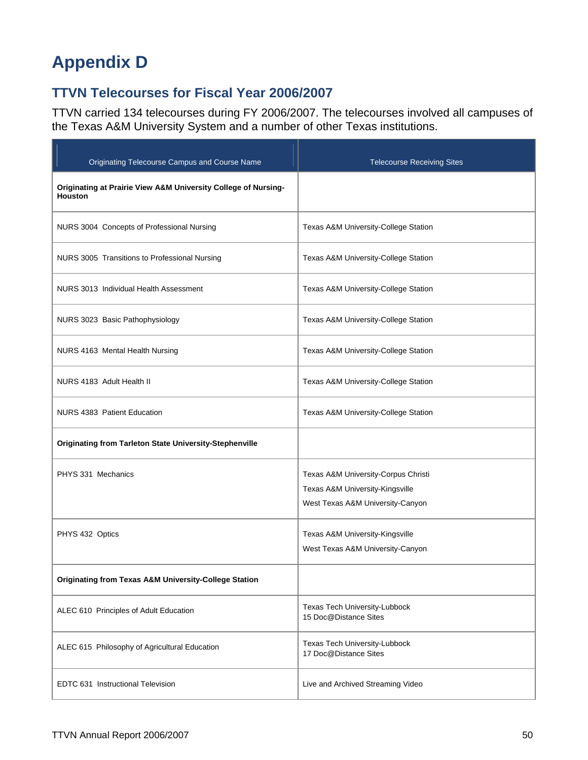# Appendix D

## TTVN Telecourses for Fiscal Year 2006/2007

TTVN carried 134 telecourses during FY 2006/2007. The telecourses involved all campuses of the Texas A&M University System and a number of other Texas institutions.

| Originating Telecourse Campus and Course Name | Telecourse Receiving Sites |
|---|---|
| **Originating at Prairie View A&M University College of Nursing-Houston** | |
| NURS 3004 Concepts of Professional Nursing | Texas A&M University-College Station |
| NURS 3005 Transitions to Professional Nursing | Texas A&M University-College Station |
| NURS 3013 Individual Health Assessment | Texas A&M University-College Station |
| NURS 3023 Basic Pathophysiology | Texas A&M University-College Station |
| NURS 4163 Mental Health Nursing | Texas A&M University-College Station |
| NURS 4183 Adult Health II | Texas A&M University-College Station |
| NURS 4383 Patient Education | Texas A&M University-College Station |
| **Originating from Tarleton State University-Stephenville** | |
| PHYS 331 Mechanics | Texas A&M University-Corpus Christi<br>Texas A&M University-Kingsville<br>West Texas A&M University-Canyon |
| PHYS 432 Optics | Texas A&M University-Kingsville<br>West Texas A&M University-Canyon |
| **Originating from Texas A&M University-College Station** | |
| ALEC 610 Principles of Adult Education | Texas Tech University-Lubbock<br>15 Doc@Distance Sites |
| ALEC 615 Philosophy of Agricultural Education | Texas Tech University-Lubbock<br>17 Doc@Distance Sites |
| EDTC 631 Instructional Television | Live and Archived Streaming Video |